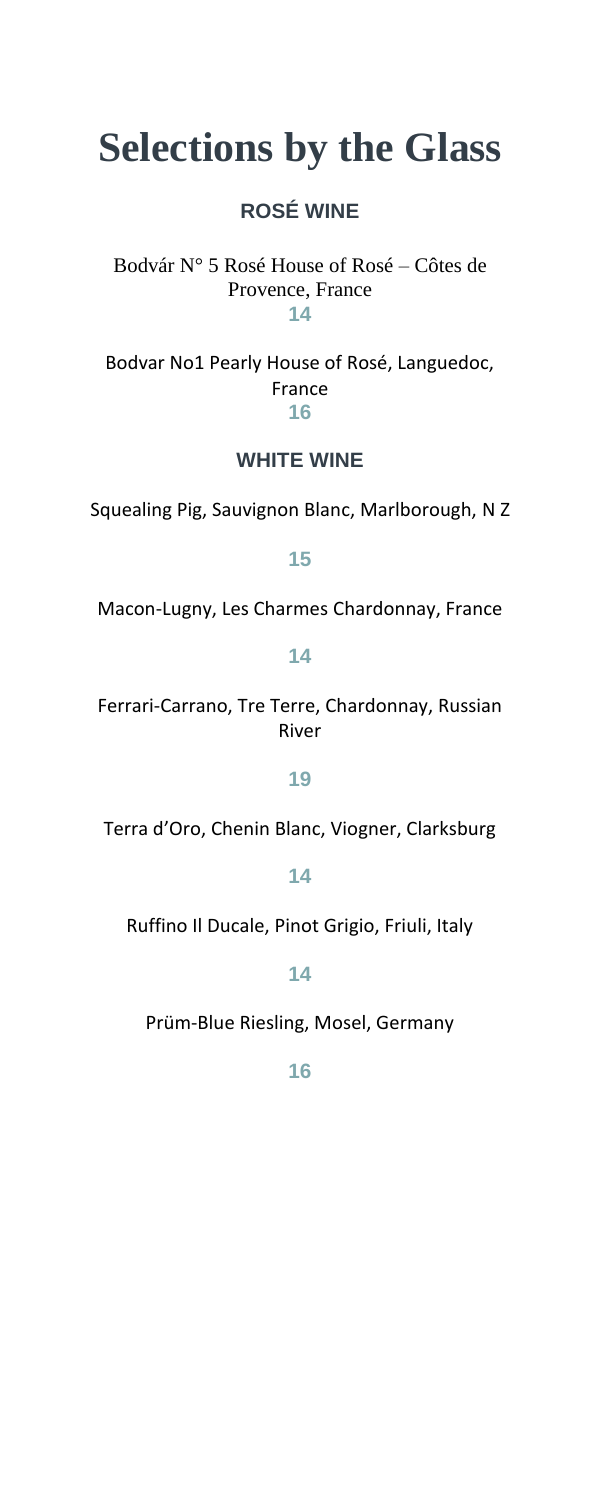# Selections by the Glass

## ROSÉ WINE

Bodvár N° 5 Rosé House of Rosé – Côtes de Provence, France

14

Bodvar No1 Pearly House of Rosé, Languedoc, France

16

## WHITE WINE

Squealing Pig, Sauvignon Blanc, Marlborough, N Z

15

Macon-Lugny, Les Charmes Chardonnay, France

14

Ferrari-Carrano, Tre Terre, Chardonnay, Russian River

19

Terra d'Oro, Chenin Blanc, Viogner, Clarksburg

14

Ruffino Il Ducale, Pinot Grigio, Friuli, Italy

14

Prüm-Blue Riesling, Mosel, Germany

16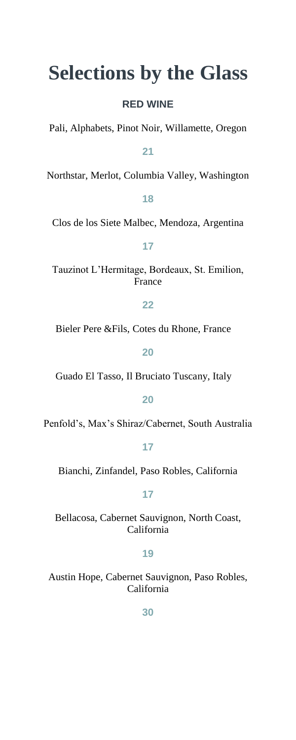# Selections by the Glass

### RED WINE

Pali, Alphabets, Pinot Noir, Willamette, Oregon

**21**

Northstar, Merlot, Columbia Valley, Washington

**18**

Clos de los Siete Malbec, Mendoza, Argentina

**17**

Tauzinot L'Hermitage, Bordeaux, St. Emilion, France

**22**

Bieler Pere &Fils, Cotes du Rhone, France

**20**

Guado El Tasso, Il Bruciato Tuscany, Italy

**20**

Penfold's, Max's Shiraz/Cabernet, South Australia

**17**

Bianchi, Zinfandel, Paso Robles, California

**17**

Bellacosa, Cabernet Sauvignon, North Coast, California

**19**

Austin Hope, Cabernet Sauvignon, Paso Robles, California

**30**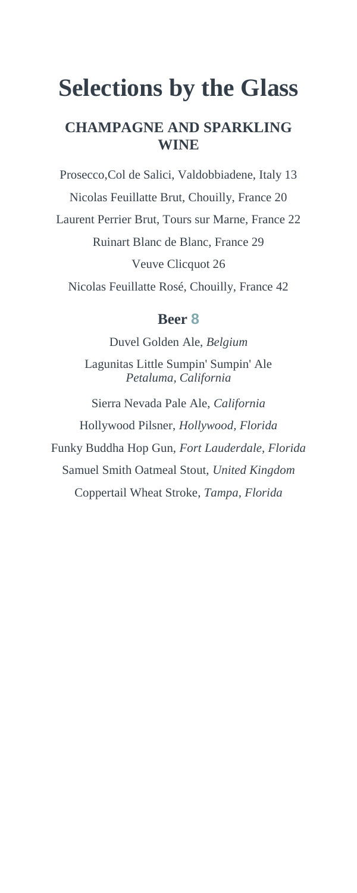# Selections by the Glass

## CHAMPAGNE AND SPARKLING WINE

Prosecco,Col de Salici, Valdobbiadene, Italy 13

Nicolas Feuillatte Brut, Chouilly, France 20

Laurent Perrier Brut, Tours sur Marne, France 22

Ruinart Blanc de Blanc, France 29

Veuve Clicquot 26

Nicolas Feuillatte Rosé, Chouilly, France 42

### Beer 8

Duvel Golden Ale, *Belgium*

Lagunitas Little Sumpin' Sumpin' Ale
*Petaluma, California*

Sierra Nevada Pale Ale, *California*

Hollywood Pilsner, *Hollywood, Florida*

Funky Buddha Hop Gun, *Fort Lauderdale, Florida*

Samuel Smith Oatmeal Stout, *United Kingdom*

Coppertail Wheat Stroke, *Tampa, Florida*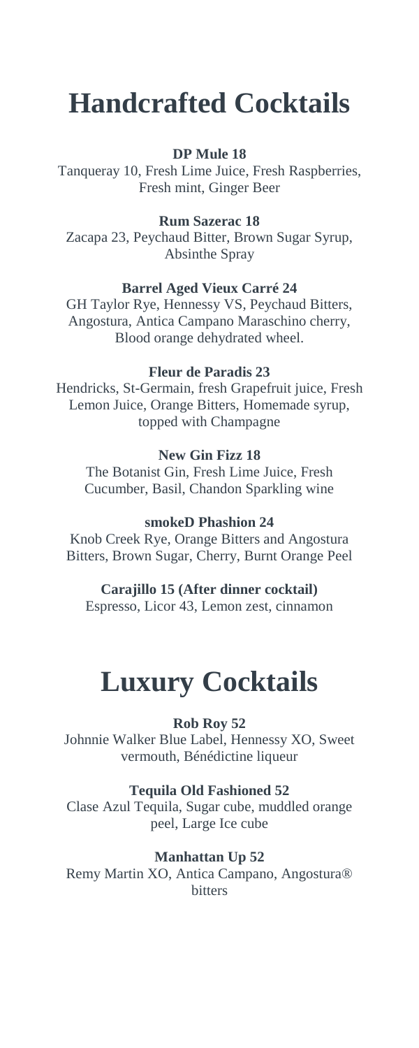# Handcrafted Cocktails

**DP Mule 18**

Tanqueray 10, Fresh Lime Juice, Fresh Raspberries, Fresh mint, Ginger Beer

**Rum Sazerac 18**

Zacapa 23, Peychaud Bitter, Brown Sugar Syrup, Absinthe Spray

**Barrel Aged Vieux Carré 24**

GH Taylor Rye, Hennessy VS, Peychaud Bitters, Angostura, Antica Campano Maraschino cherry, Blood orange dehydrated wheel.

**Fleur de Paradis 23**

Hendricks, St-Germain, fresh Grapefruit juice, Fresh Lemon Juice, Orange Bitters, Homemade syrup, topped with Champagne

**New Gin Fizz 18**

The Botanist Gin, Fresh Lime Juice, Fresh Cucumber, Basil, Chandon Sparkling wine

**smokeD Phashion 24**

Knob Creek Rye, Orange Bitters and Angostura Bitters, Brown Sugar, Cherry, Burnt Orange Peel

**Carajillo 15 (After dinner cocktail)**

Espresso, Licor 43, Lemon zest, cinnamon

# Luxury Cocktails

**Rob Roy 52**

Johnnie Walker Blue Label, Hennessy XO, Sweet vermouth, Bénédictine liqueur

**Tequila Old Fashioned 52**

Clase Azul Tequila, Sugar cube, muddled orange peel, Large Ice cube

**Manhattan Up 52**

Remy Martin XO, Antica Campano, Angostura® bitters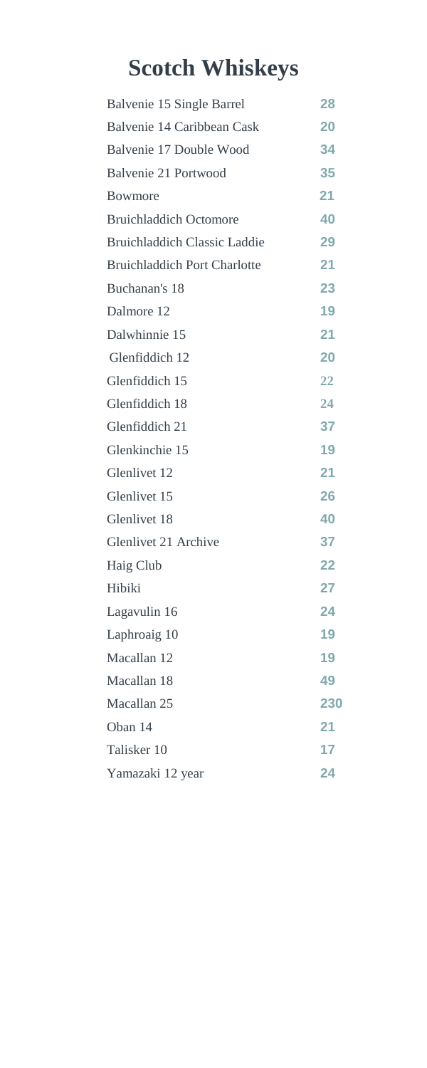# Scotch Whiskeys

| | |
|---|---|
| Balvenie 15 Single Barrel | 28 |
| Balvenie 14 Caribbean Cask | 20 |
| Balvenie 17 Double Wood | 34 |
| Balvenie 21 Portwood | 35 |
| Bowmore | 21 |
| Bruichladdich Octomore | 40 |
| Bruichladdich Classic Laddie | 29 |
| Bruichladdich Port Charlotte | 21 |
| Buchanan's 18 | 23 |
| Dalmore 12 | 19 |
| Dalwhinnie 15 | 21 |
| Glenfiddich 12 | 20 |
| Glenfiddich 15 | 22 |
| Glenfiddich 18 | 24 |
| Glenfiddich 21 | 37 |
| Glenkinchie 15 | 19 |
| Glenlivet 12 | 21 |
| Glenlivet 15 | 26 |
| Glenlivet 18 | 40 |
| Glenlivet 21 Archive | 37 |
| Haig Club | 22 |
| Hibiki | 27 |
| Lagavulin 16 | 24 |
| Laphroaig 10 | 19 |
| Macallan 12 | 19 |
| Macallan 18 | 49 |
| Macallan 25 | 230 |
| Oban 14 | 21 |
| Talisker 10 | 17 |
| Yamazaki 12 year | 24 |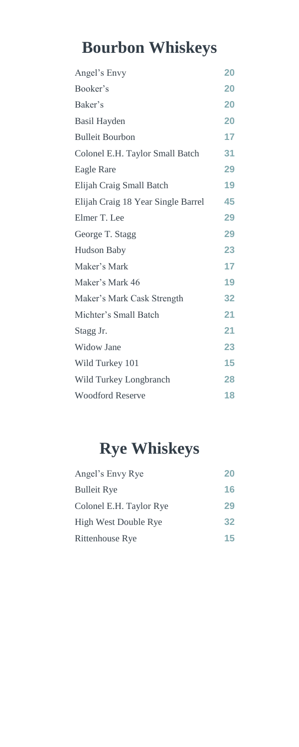# Bourbon Whiskeys

| | |
|---|---|
| Angel's Envy | 20 |
| Booker's | 20 |
| Baker's | 20 |
| Basil Hayden | 20 |
| Bulleit Bourbon | 17 |
| Colonel E.H. Taylor Small Batch | 31 |
| Eagle Rare | 29 |
| Elijah Craig Small Batch | 19 |
| Elijah Craig 18 Year Single Barrel | 45 |
| Elmer T. Lee | 29 |
| George T. Stagg | 29 |
| Hudson Baby | 23 |
| Maker's Mark | 17 |
| Maker's Mark 46 | 19 |
| Maker's Mark Cask Strength | 32 |
| Michter's Small Batch | 21 |
| Stagg Jr. | 21 |
| Widow Jane | 23 |
| Wild Turkey 101 | 15 |
| Wild Turkey Longbranch | 28 |
| Woodford Reserve | 18 |

# Rye Whiskeys

| | |
|---|---|
| Angel's Envy Rye | 20 |
| Bulleit Rye | 16 |
| Colonel E.H. Taylor Rye | 29 |
| High West Double Rye | 32 |
| Rittenhouse Rye | 15 |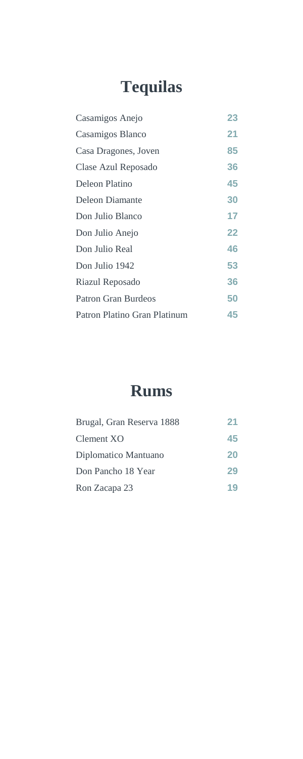# Tequilas

| | |
|---|---|
| Casamigos Anejo | 23 |
| Casamigos Blanco | 21 |
| Casa Dragones, Joven | 85 |
| Clase Azul Reposado | 36 |
| Deleon Platino | 45 |
| Deleon Diamante | 30 |
| Don Julio Blanco | 17 |
| Don Julio Anejo | 22 |
| Don Julio Real | 46 |
| Don Julio 1942 | 53 |
| Riazul Reposado | 36 |
| Patron Gran Burdeos | 50 |
| Patron Platino Gran Platinum | 45 |

# Rums

| | |
|---|---|
| Brugal, Gran Reserva 1888 | 21 |
| Clement XO | 45 |
| Diplomatico Mantuano | 20 |
| Don Pancho 18 Year | 29 |
| Ron Zacapa 23 | 19 |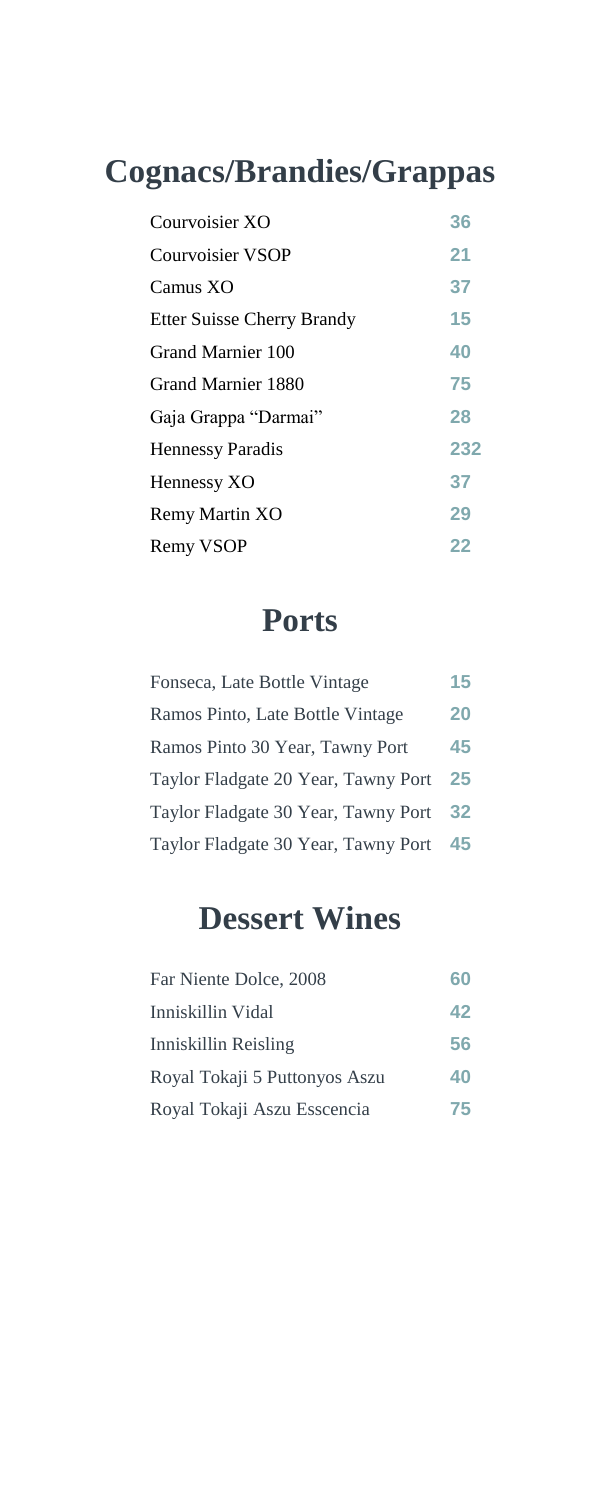# Cognacs/Brandies/Grappas

| | |
|---|---|
| Courvoisier XO | 36 |
| Courvoisier VSOP | 21 |
| Camus XO | 37 |
| Etter Suisse Cherry Brandy | 15 |
| Grand Marnier 100 | 40 |
| Grand Marnier 1880 | 75 |
| Gaja Grappa "Darmai" | 28 |
| Hennessy Paradis | 232 |
| Hennessy XO | 37 |
| Remy Martin XO | 29 |
| Remy VSOP | 22 |

# Ports

| | |
|---|---|
| Fonseca, Late Bottle Vintage | 15 |
| Ramos Pinto, Late Bottle Vintage | 20 |
| Ramos Pinto 30 Year, Tawny Port | 45 |
| Taylor Fladgate 20 Year, Tawny Port | 25 |
| Taylor Fladgate 30 Year, Tawny Port | 32 |
| Taylor Fladgate 30 Year, Tawny Port | 45 |

# Dessert Wines

| | |
|---|---|
| Far Niente Dolce, 2008 | 60 |
| Inniskillin Vidal | 42 |
| Inniskillin Reisling | 56 |
| Royal Tokaji 5 Puttonyos Aszu | 40 |
| Royal Tokaji Aszu Esscencia | 75 |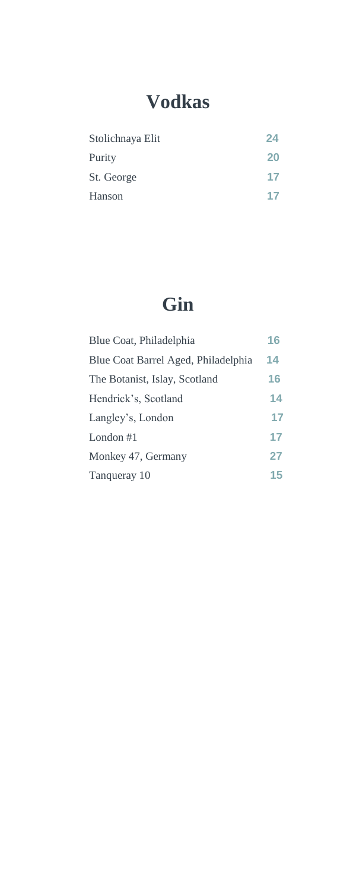# Vodkas

| | |
|---|---|
| Stolichnaya Elit | 24 |
| Purity | 20 |
| St. George | 17 |
| Hanson | 17 |

# Gin

| | |
|---|---|
| Blue Coat, Philadelphia | 16 |
| Blue Coat Barrel Aged, Philadelphia | 14 |
| The Botanist, Islay, Scotland | 16 |
| Hendrick's, Scotland | 14 |
| Langley's, London | 17 |
| London #1 | 17 |
| Monkey 47, Germany | 27 |
| Tanqueray 10 | 15 |